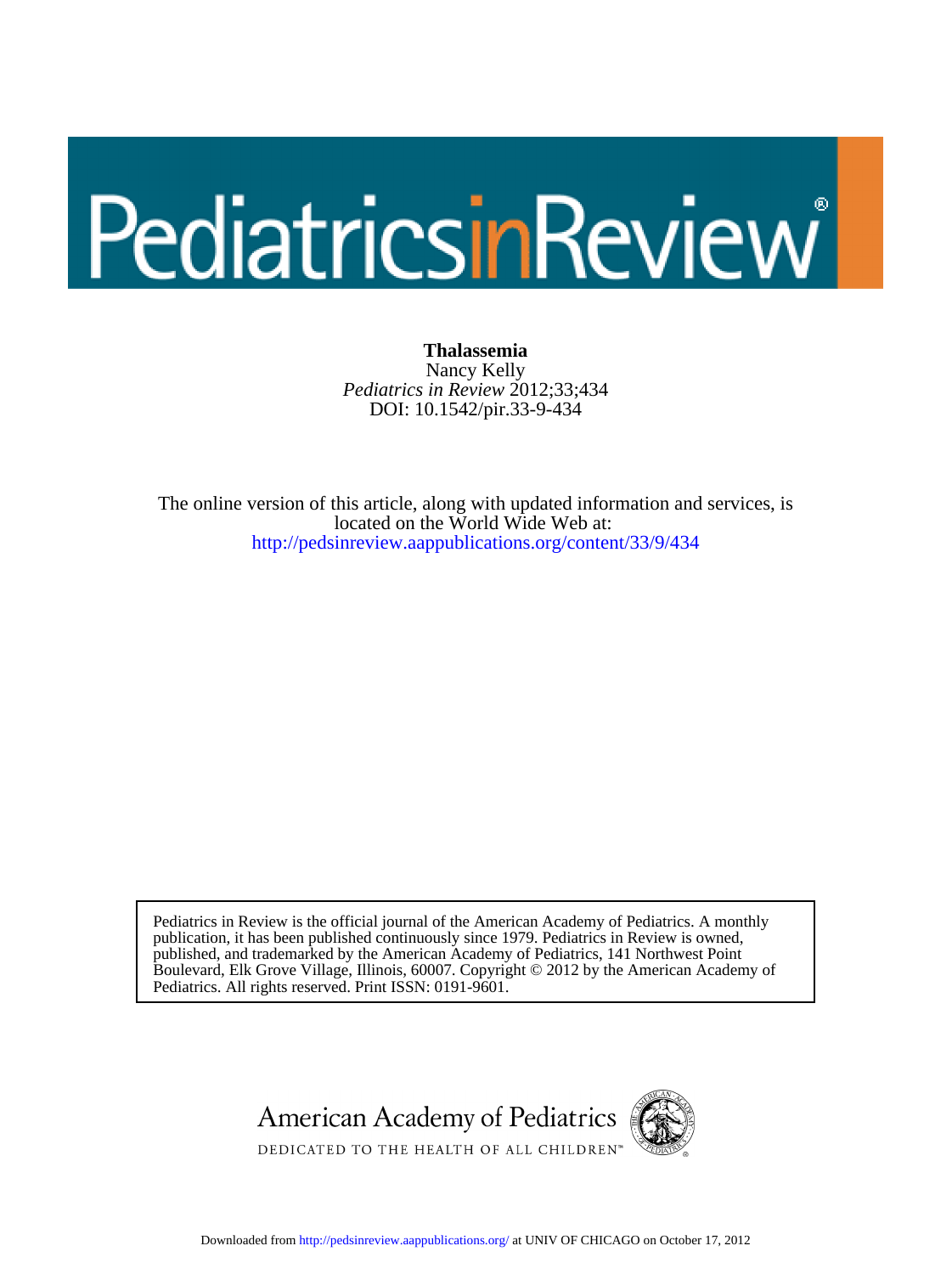# PediatricsinReview®

**Thalassemia**
Nancy Kelly
*Pediatrics in Review* 2012;33;434
DOI: 10.1542/pir.33-9-434

The online version of this article, along with updated information and services, is located on the World Wide Web at:
http://pedsinreview.aappublications.org/content/33/9/434

Pediatrics in Review is the official journal of the American Academy of Pediatrics. A monthly publication, it has been published continuously since 1979. Pediatrics in Review is owned, published, and trademarked by the American Academy of Pediatrics, 141 Northwest Point Boulevard, Elk Grove Village, Illinois, 60007. Copyright © 2012 by the American Academy of Pediatrics. All rights reserved. Print ISSN: 0191-9601.

American Academy of Pediatrics
DEDICATED TO THE HEALTH OF ALL CHILDREN™

Downloaded from http://pedsinreview.aappublications.org/ at UNIV OF CHICAGO on October 17, 2012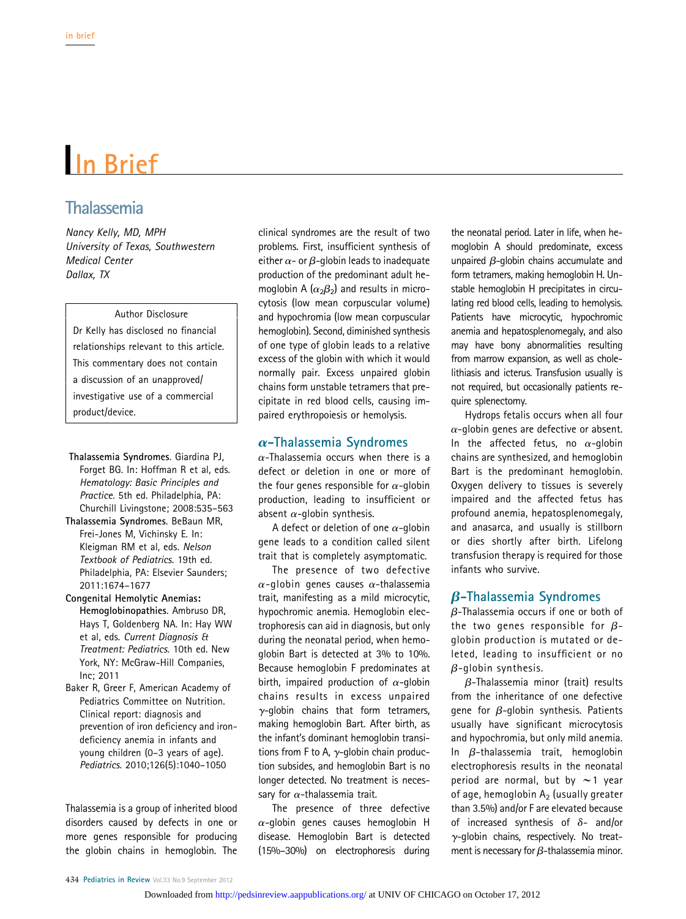# In Brief

## Thalassemia

*Nancy Kelly, MD, MPH*
*University of Texas, Southwestern Medical Center*
*Dallax, TX*

> Author Disclosure
>
> Dr Kelly has disclosed no financial relationships relevant to this article. This commentary does not contain a discussion of an unapproved/investigative use of a commercial product/device.

**Thalassemia Syndromes**. Giardina PJ, Forget BG. In: Hoffman R et al, eds. *Hematology: Basic Principles and Practice*. 5th ed. Philadelphia, PA: Churchill Livingstone; 2008:535–563

**Thalassemia Syndromes**. BeBaun MR, Frei-Jones M, Vichinsky E. In: Kleigman RM et al, eds. *Nelson Textbook of Pediatrics*. 19th ed. Philadelphia, PA: Elsevier Saunders; 2011:1674–1677

**Congenital Hemolytic Anemias: Hemoglobinopathies**. Ambruso DR, Hays T, Goldenberg NA. In: Hay WW et al, eds. *Current Diagnosis & Treatment: Pediatrics*. 10th ed. New York, NY: McGraw-Hill Companies, Inc; 2011

Baker R, Greer F, American Academy of Pediatrics Committee on Nutrition. Clinical report: diagnosis and prevention of iron deficiency and iron-deficiency anemia in infants and young children (0–3 years of age). *Pediatrics*. 2010;126(5):1040–1050

Thalassemia is a group of inherited blood disorders caused by defects in one or more genes responsible for producing the globin chains in hemoglobin. The clinical syndromes are the result of two problems. First, insufficient synthesis of either $\alpha$- or $\beta$-globin leads to inadequate production of the predominant adult hemoglobin A ($\alpha_2\beta_2$) and results in microcytosis (low mean corpuscular volume) and hypochromia (low mean corpuscular hemoglobin). Second, diminished synthesis of one type of globin leads to a relative excess of the globin with which it would normally pair. Excess unpaired globin chains form unstable tetramers that precipitate in red blood cells, causing impaired erythropoiesis or hemolysis.

### $\alpha$-Thalassemia Syndromes

$\alpha$-Thalassemia occurs when there is a defect or deletion in one or more of the four genes responsible for $\alpha$-globin production, leading to insufficient or absent $\alpha$-globin synthesis.

A defect or deletion of one $\alpha$-globin gene leads to a condition called silent trait that is completely asymptomatic.

The presence of two defective $\alpha$-globin genes causes $\alpha$-thalassemia trait, manifesting as a mild microcytic, hypochromic anemia. Hemoglobin electrophoresis can aid in diagnosis, but only during the neonatal period, when hemoglobin Bart is detected at 3% to 10%. Because hemoglobin F predominates at birth, impaired production of $\alpha$-globin chains results in excess unpaired $\gamma$-globin chains that form tetramers, making hemoglobin Bart. After birth, as the infant's dominant hemoglobin transitions from F to A, $\gamma$-globin chain production subsides, and hemoglobin Bart is no longer detected. No treatment is necessary for $\alpha$-thalassemia trait.

The presence of three defective $\alpha$-globin genes causes hemoglobin H disease. Hemoglobin Bart is detected (15%–30%) on electrophoresis during the neonatal period. Later in life, when hemoglobin A should predominate, excess unpaired $\beta$-globin chains accumulate and form tetramers, making hemoglobin H. Unstable hemoglobin H precipitates in circulating red blood cells, leading to hemolysis. Patients have microcytic, hypochromic anemia and hepatosplenomegaly, and also may have bony abnormalities resulting from marrow expansion, as well as cholelithiasis and icterus. Transfusion usually is not required, but occasionally patients require splenectomy.

Hydrops fetalis occurs when all four $\alpha$-globin genes are defective or absent. In the affected fetus, no $\alpha$-globin chains are synthesized, and hemoglobin Bart is the predominant hemoglobin. Oxygen delivery to tissues is severely impaired and the affected fetus has profound anemia, hepatosplenomegaly, and anasarca, and usually is stillborn or dies shortly after birth. Lifelong transfusion therapy is required for those infants who survive.

### $\beta$-Thalassemia Syndromes

$\beta$-Thalassemia occurs if one or both of the two genes responsible for $\beta$-globin production is mutated or deleted, leading to insufficient or no $\beta$-globin synthesis.

$\beta$-Thalassemia minor (trait) results from the inheritance of one defective gene for $\beta$-globin synthesis. Patients usually have significant microcytosis and hypochromia, but only mild anemia. In $\beta$-thalassemia trait, hemoglobin electrophoresis results in the neonatal period are normal, but by ~1 year of age, hemoglobin $A_2$ (usually greater than 3.5%) and/or F are elevated because of increased synthesis of $\delta$- and/or $\gamma$-globin chains, respectively. No treatment is necessary for $\beta$-thalassemia minor.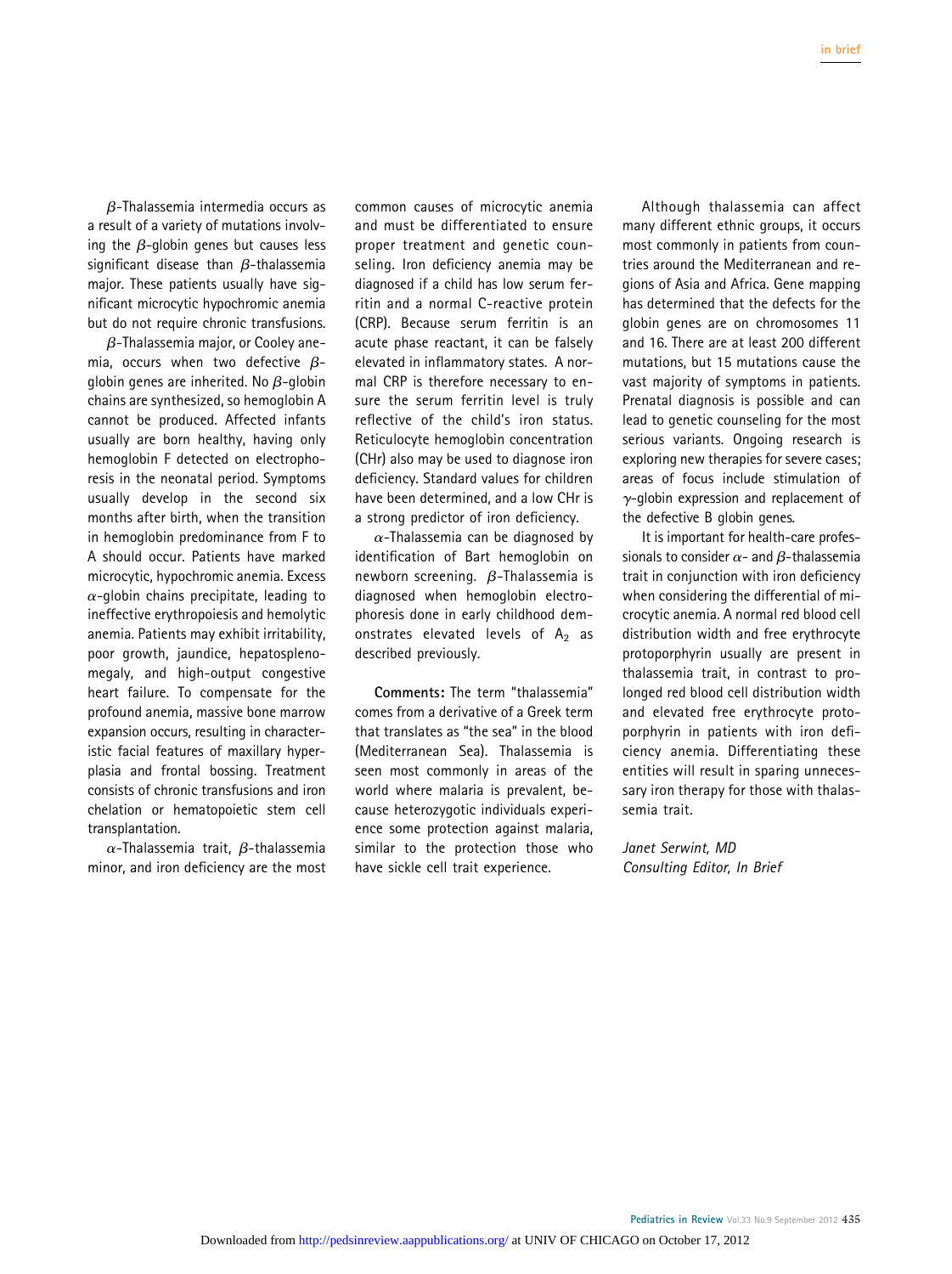$\beta$-Thalassemia intermedia occurs as a result of a variety of mutations involving the $\beta$-globin genes but causes less significant disease than $\beta$-thalassemia major. These patients usually have significant microcytic hypochromic anemia but do not require chronic transfusions.

$\beta$-Thalassemia major, or Cooley anemia, occurs when two defective $\beta$-globin genes are inherited. No $\beta$-globin chains are synthesized, so hemoglobin A cannot be produced. Affected infants usually are born healthy, having only hemoglobin F detected on electrophoresis in the neonatal period. Symptoms usually develop in the second six months after birth, when the transition in hemoglobin predominance from F to A should occur. Patients have marked microcytic, hypochromic anemia. Excess $\alpha$-globin chains precipitate, leading to ineffective erythropoiesis and hemolytic anemia. Patients may exhibit irritability, poor growth, jaundice, hepatosplenomegaly, and high-output congestive heart failure. To compensate for the profound anemia, massive bone marrow expansion occurs, resulting in characteristic facial features of maxillary hyperplasia and frontal bossing. Treatment consists of chronic transfusions and iron chelation or hematopoietic stem cell transplantation.

$\alpha$-Thalassemia trait, $\beta$-thalassemia minor, and iron deficiency are the most common causes of microcytic anemia and must be differentiated to ensure proper treatment and genetic counseling. Iron deficiency anemia may be diagnosed if a child has low serum ferritin and a normal C-reactive protein (CRP). Because serum ferritin is an acute phase reactant, it can be falsely elevated in inflammatory states. A normal CRP is therefore necessary to ensure the serum ferritin level is truly reflective of the child's iron status. Reticulocyte hemoglobin concentration (CHr) also may be used to diagnose iron deficiency. Standard values for children have been determined, and a low CHr is a strong predictor of iron deficiency.

$\alpha$-Thalassemia can be diagnosed by identification of Bart hemoglobin on newborn screening. $\beta$-Thalassemia is diagnosed when hemoglobin electrophoresis done in early childhood demonstrates elevated levels of $A_2$ as described previously.

**Comments:** The term "thalassemia" comes from a derivative of a Greek term that translates as "the sea" in the blood (Mediterranean Sea). Thalassemia is seen most commonly in areas of the world where malaria is prevalent, because heterozygotic individuals experience some protection against malaria, similar to the protection those who have sickle cell trait experience.

Although thalassemia can affect many different ethnic groups, it occurs most commonly in patients from countries around the Mediterranean and regions of Asia and Africa. Gene mapping has determined that the defects for the globin genes are on chromosomes 11 and 16. There are at least 200 different mutations, but 15 mutations cause the vast majority of symptoms in patients. Prenatal diagnosis is possible and can lead to genetic counseling for the most serious variants. Ongoing research is exploring new therapies for severe cases; areas of focus include stimulation of $\gamma$-globin expression and replacement of the defective B globin genes.

It is important for health-care professionals to consider $\alpha$- and $\beta$-thalassemia trait in conjunction with iron deficiency when considering the differential of microcytic anemia. A normal red blood cell distribution width and free erythrocyte protoporphyrin usually are present in thalassemia trait, in contrast to prolonged red blood cell distribution width and elevated free erythrocyte protoporphyrin in patients with iron deficiency anemia. Differentiating these entities will result in sparing unnecessary iron therapy for those with thalassemia trait.

*Janet Serwint, MD*
*Consulting Editor, In Brief*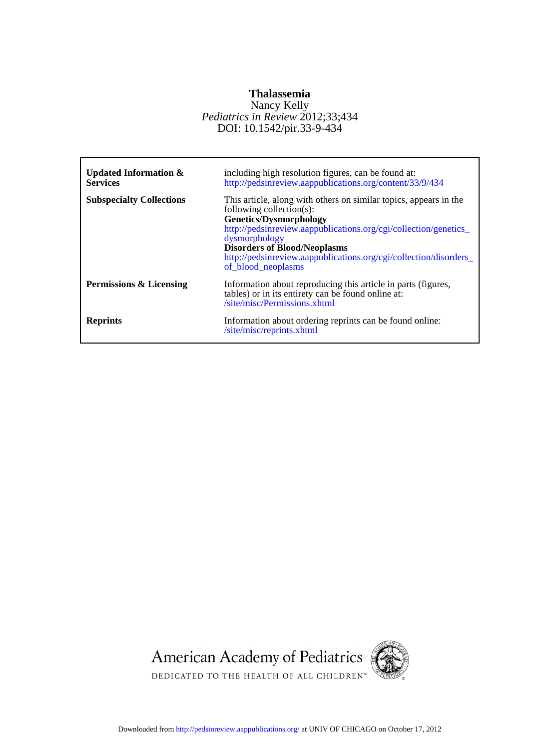# Thalassemia

Nancy Kelly

*Pediatrics in Review* 2012;33;434

DOI: 10.1542/pir.33-9-434

| | |
|---|---|
| **Updated Information & Services** | including high resolution figures, can be found at: http://pedsinreview.aappublications.org/content/33/9/434 |
| **Subspecialty Collections** | This article, along with others on similar topics, appears in the following collection(s): **Genetics/Dysmorphology** http://pedsinreview.aappublications.org/cgi/collection/genetics_dysmorphology **Disorders of Blood/Neoplasms** http://pedsinreview.aappublications.org/cgi/collection/disorders_of_blood_neoplasms |
| **Permissions & Licensing** | Information about reproducing this article in parts (figures, tables) or in its entirety can be found online at: /site/misc/Permissions.xhtml |
| **Reprints** | Information about ordering reprints can be found online: /site/misc/reprints.xhtml |

American Academy of Pediatrics

DEDICATED TO THE HEALTH OF ALL CHILDREN™

Downloaded from http://pedsinreview.aappublications.org/ at UNIV OF CHICAGO on October 17, 2012